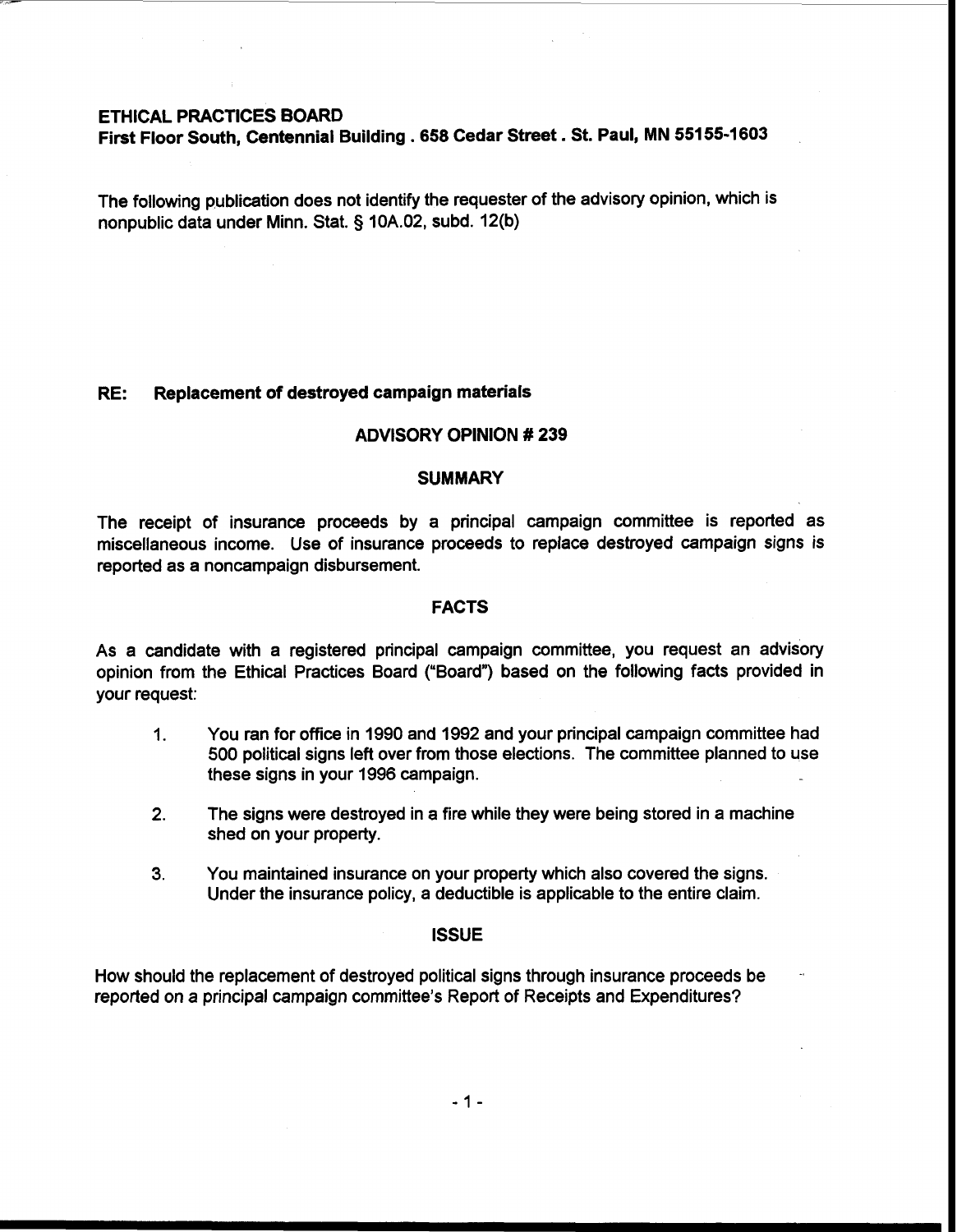**ETHICAL PRACTICES BOARD**
**First Floor South, Centennial Building . 658 Cedar Street . St. Paul, MN 55155-1603**

The following publication does not identify the requester of the advisory opinion, which is nonpublic data under Minn. Stat. § 10A.02, subd. 12(b)

**RE: Replacement of destroyed campaign materials**

## ADVISORY OPINION # 239

### SUMMARY

The receipt of insurance proceeds by a principal campaign committee is reported as miscellaneous income. Use of insurance proceeds to replace destroyed campaign signs is reported as a noncampaign disbursement.

### FACTS

As a candidate with a registered principal campaign committee, you request an advisory opinion from the Ethical Practices Board ("Board") based on the following facts provided in your request:

1. You ran for office in 1990 and 1992 and your principal campaign committee had 500 political signs left over from those elections. The committee planned to use these signs in your 1996 campaign.

2. The signs were destroyed in a fire while they were being stored in a machine shed on your property.

3. You maintained insurance on your property which also covered the signs. Under the insurance policy, a deductible is applicable to the entire claim.

### ISSUE

How should the replacement of destroyed political signs through insurance proceeds be reported on a principal campaign committee's Report of Receipts and Expenditures?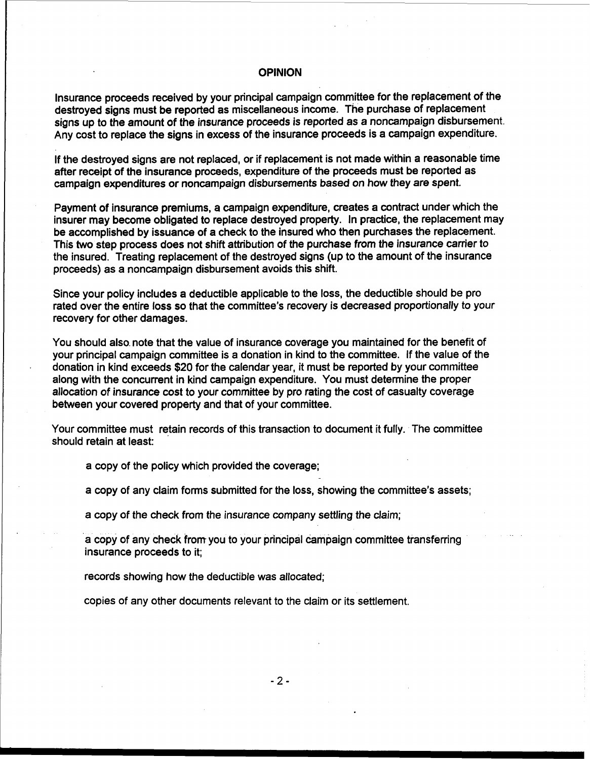## OPINION

Insurance proceeds received by your principal campaign committee for the replacement of the destroyed signs must be reported as miscellaneous income. The purchase of replacement signs up to the amount of the insurance proceeds is reported as a noncampaign disbursement. Any cost to replace the signs in excess of the insurance proceeds is a campaign expenditure.

If the destroyed signs are not replaced, or if replacement is not made within a reasonable time after receipt of the insurance proceeds, expenditure of the proceeds must be reported as campaign expenditures or noncampaign disbursements based on how they are spent.

Payment of insurance premiums, a campaign expenditure, creates a contract under which the insurer may become obligated to replace destroyed property. In practice, the replacement may be accomplished by issuance of a check to the insured who then purchases the replacement. This two step process does not shift attribution of the purchase from the insurance carrier to the insured. Treating replacement of the destroyed signs (up to the amount of the insurance proceeds) as a noncampaign disbursement avoids this shift.

Since your policy includes a deductible applicable to the loss, the deductible should be pro rated over the entire loss so that the committee's recovery is decreased proportionally to your recovery for other damages.

You should also note that the value of insurance coverage you maintained for the benefit of your principal campaign committee is a donation in kind to the committee. If the value of the donation in kind exceeds $20 for the calendar year, it must be reported by your committee along with the concurrent in kind campaign expenditure. You must determine the proper allocation of insurance cost to your committee by pro rating the cost of casualty coverage between your covered property and that of your committee.

Your committee must retain records of this transaction to document it fully. The committee should retain at least:

- a copy of the policy which provided the coverage;
- a copy of any claim forms submitted for the loss, showing the committee's assets;
- a copy of the check from the insurance company settling the claim;
- a copy of any check from you to your principal campaign committee transferring insurance proceeds to it;
- records showing how the deductible was allocated;
- copies of any other documents relevant to the claim or its settlement.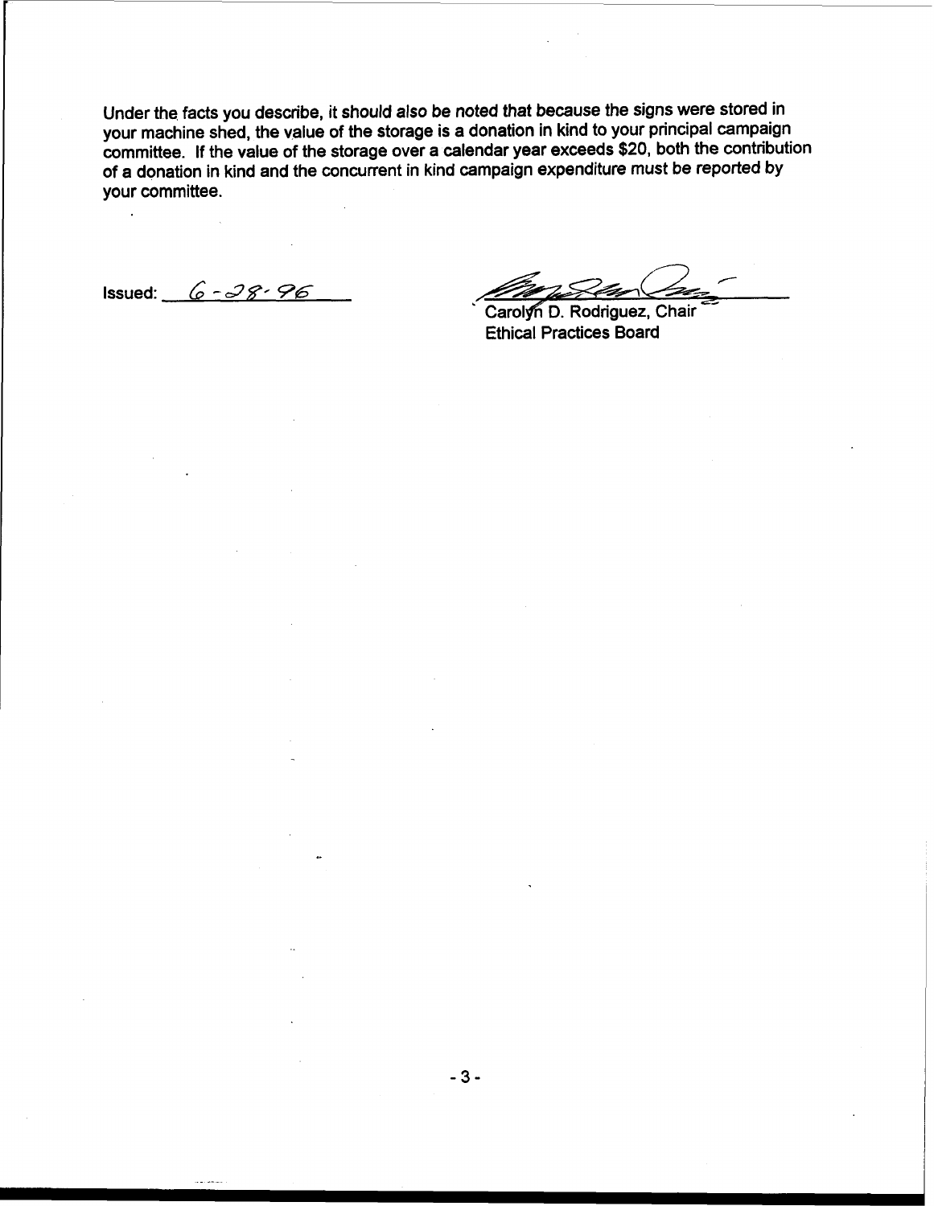Under the facts you describe, it should also be noted that because the signs were stored in your machine shed, the value of the storage is a donation in kind to your principal campaign committee. If the value of the storage over a calendar year exceeds $20, both the contribution of a donation in kind and the concurrent in kind campaign expenditure must be reported by your committee.

Issued: 6-28-96

Carolyn D. Rodriguez, Chair
Ethical Practices Board